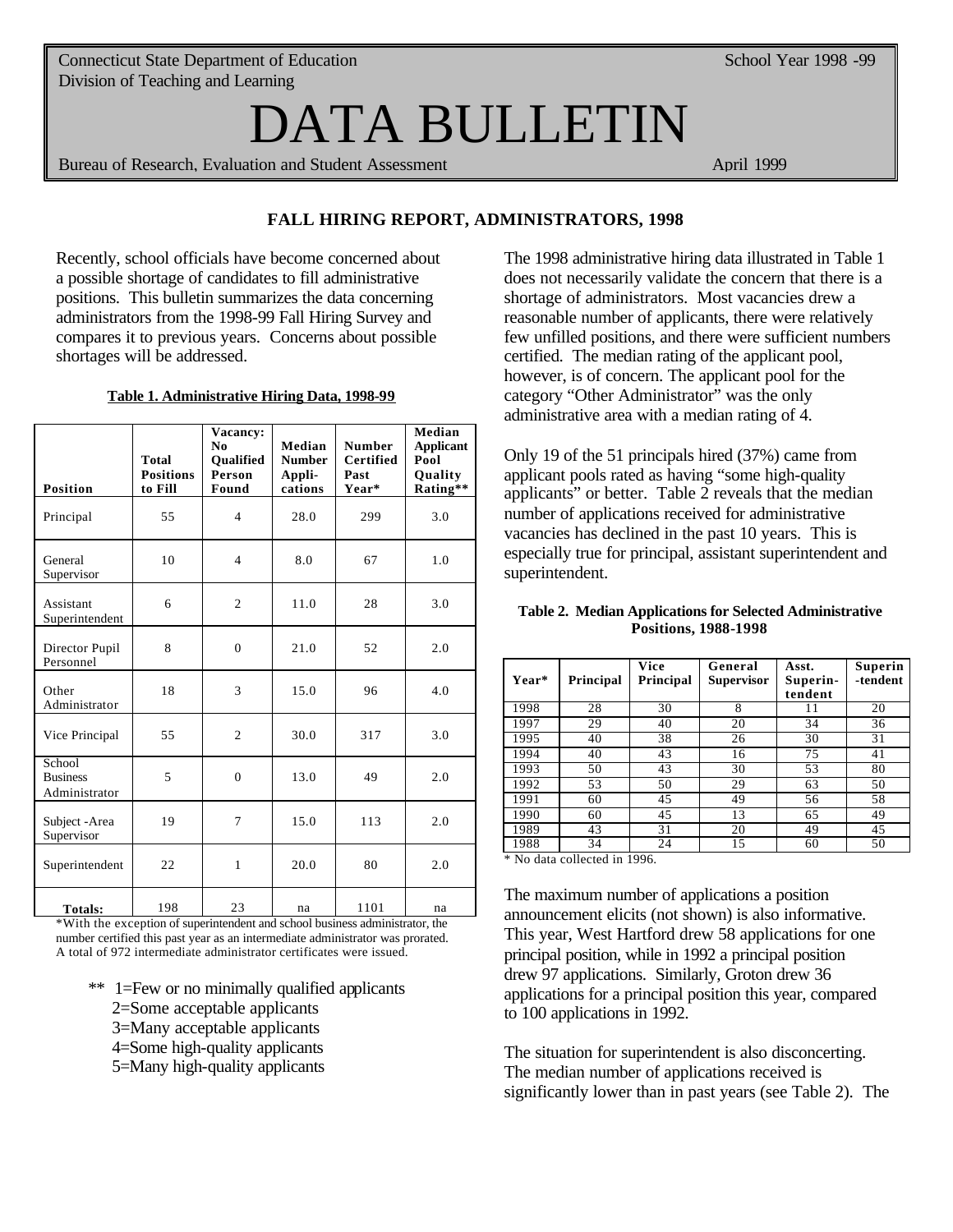Connecticut State Department of Education
Division of Teaching and Learning

School Year 1998 -99

# DATA BULLETIN

Bureau of Research, Evaluation and Student Assessment

April 1999

## FALL HIRING REPORT, ADMINISTRATORS, 1998

Recently, school officials have become concerned about a possible shortage of candidates to fill administrative positions. This bulletin summarizes the data concerning administrators from the 1998-99 Fall Hiring Survey and compares it to previous years. Concerns about possible shortages will be addressed.

**Table 1. Administrative Hiring Data, 1998-99**

| Position | Total Positions to Fill | Vacancy: No Qualified Person Found | Median Number Appli-cations | Number Certified Past Year* | Median Applicant Pool Quality Rating** |
|---|---|---|---|---|---|
| Principal | 55 | 4 | 28.0 | 299 | 3.0 |
| General Supervisor | 10 | 4 | 8.0 | 67 | 1.0 |
| Assistant Superintendent | 6 | 2 | 11.0 | 28 | 3.0 |
| Director Pupil Personnel | 8 | 0 | 21.0 | 52 | 2.0 |
| Other Administrator | 18 | 3 | 15.0 | 96 | 4.0 |
| Vice Principal | 55 | 2 | 30.0 | 317 | 3.0 |
| School Business Administrator | 5 | 0 | 13.0 | 49 | 2.0 |
| Subject -Area Supervisor | 19 | 7 | 15.0 | 113 | 2.0 |
| Superintendent | 22 | 1 | 20.0 | 80 | 2.0 |
| **Totals:** | 198 | 23 | na | 1101 | na |

*With the exception of superintendent and school business administrator, the number certified this past year as an intermediate administrator was prorated. A total of 972 intermediate administrator certificates were issued.

** 1=Few or no minimally qualified applicants
2=Some acceptable applicants
3=Many acceptable applicants
4=Some high-quality applicants
5=Many high-quality applicants

The 1998 administrative hiring data illustrated in Table 1 does not necessarily validate the concern that there is a shortage of administrators. Most vacancies drew a reasonable number of applicants, there were relatively few unfilled positions, and there were sufficient numbers certified. The median rating of the applicant pool, however, is of concern. The applicant pool for the category "Other Administrator" was the only administrative area with a median rating of 4.

Only 19 of the 51 principals hired (37%) came from applicant pools rated as having "some high-quality applicants" or better. Table 2 reveals that the median number of applications received for administrative vacancies has declined in the past 10 years. This is especially true for principal, assistant superintendent and superintendent.

**Table 2. Median Applications for Selected Administrative Positions, 1988-1998**

| Year* | Principal | Vice Principal | General Supervisor | Asst. Superin-tendent | Superin-tendent |
|---|---|---|---|---|---|
| 1998 | 28 | 30 | 8 | 11 | 20 |
| 1997 | 29 | 40 | 20 | 34 | 36 |
| 1995 | 40 | 38 | 26 | 30 | 31 |
| 1994 | 40 | 43 | 16 | 75 | 41 |
| 1993 | 50 | 43 | 30 | 53 | 80 |
| 1992 | 53 | 50 | 29 | 63 | 50 |
| 1991 | 60 | 45 | 49 | 56 | 58 |
| 1990 | 60 | 45 | 13 | 65 | 49 |
| 1989 | 43 | 31 | 20 | 49 | 45 |
| 1988 | 34 | 24 | 15 | 60 | 50 |

* No data collected in 1996.

The maximum number of applications a position announcement elicits (not shown) is also informative. This year, West Hartford drew 58 applications for one principal position, while in 1992 a principal position drew 97 applications. Similarly, Groton drew 36 applications for a principal position this year, compared to 100 applications in 1992.

The situation for superintendent is also disconcerting. The median number of applications received is significantly lower than in past years (see Table 2). The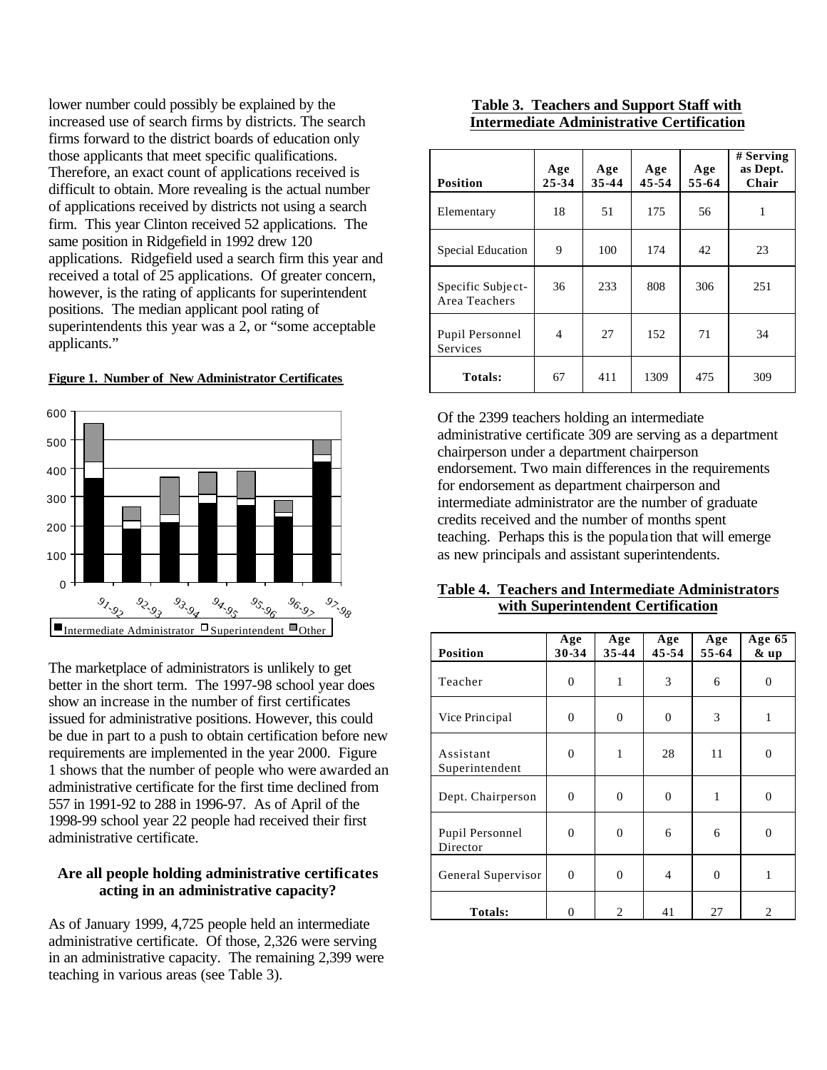lower number could possibly be explained by the increased use of search firms by districts. The search firms forward to the district boards of education only those applicants that meet specific qualifications. Therefore, an exact count of applications received is difficult to obtain. More revealing is the actual number of applications received by districts not using a search firm. This year Clinton received 52 applications. The same position in Ridgefield in 1992 drew 120 applications. Ridgefield used a search firm this year and received a total of 25 applications. Of greater concern, however, is the rating of applicants for superintendent positions. The median applicant pool rating of superintendents this year was a 2, or "some acceptable applicants."

**Figure 1. Number of New Administrator Certificates**

600
500
400
300
200
100
0
91-92 92-93 93-94 94-95 95-96 96-97 97-98
Intermediate Administrator Superintendent Other

The marketplace of administrators is unlikely to get better in the short term. The 1997-98 school year does show an increase in the number of first certificates issued for administrative positions. However, this could be due in part to a push to obtain certification before new requirements are implemented in the year 2000. Figure 1 shows that the number of people who were awarded an administrative certificate for the first time declined from 557 in 1991-92 to 288 in 1996-97. As of April of the 1998-99 school year 22 people had received their first administrative certificate.

### Are all people holding administrative certificates acting in an administrative capacity?

As of January 1999, 4,725 people held an intermediate administrative certificate. Of those, 2,326 were serving in an administrative capacity. The remaining 2,399 were teaching in various areas (see Table 3).

**Table 3. Teachers and Support Staff with Intermediate Administrative Certification**

| Position | Age 25-34 | Age 35-44 | Age 45-54 | Age 55-64 | # Serving as Dept. Chair |
|---|---|---|---|---|---|
| Elementary | 18 | 51 | 175 | 56 | 1 |
| Special Education | 9 | 100 | 174 | 42 | 23 |
| Specific Subject-Area Teachers | 36 | 233 | 808 | 306 | 251 |
| Pupil Personnel Services | 4 | 27 | 152 | 71 | 34 |
| **Totals:** | 67 | 411 | 1309 | 475 | 309 |

Of the 2399 teachers holding an intermediate administrative certificate 309 are serving as a department chairperson under a department chairperson endorsement. Two main differences in the requirements for endorsement as department chairperson and intermediate administrator are the number of graduate credits received and the number of months spent teaching. Perhaps this is the population that will emerge as new principals and assistant superintendents.

**Table 4. Teachers and Intermediate Administrators with Superintendent Certification**

| Position | Age 30-34 | Age 35-44 | Age 45-54 | Age 55-64 | Age 65 & up |
|---|---|---|---|---|---|
| Teacher | 0 | 1 | 3 | 6 | 0 |
| Vice Principal | 0 | 0 | 0 | 3 | 1 |
| Assistant Superintendent | 0 | 1 | 28 | 11 | 0 |
| Dept. Chairperson | 0 | 0 | 0 | 1 | 0 |
| Pupil Personnel Director | 0 | 0 | 6 | 6 | 0 |
| General Supervisor | 0 | 0 | 4 | 0 | 1 |
| **Totals:** | 0 | 2 | 41 | 27 | 2 |